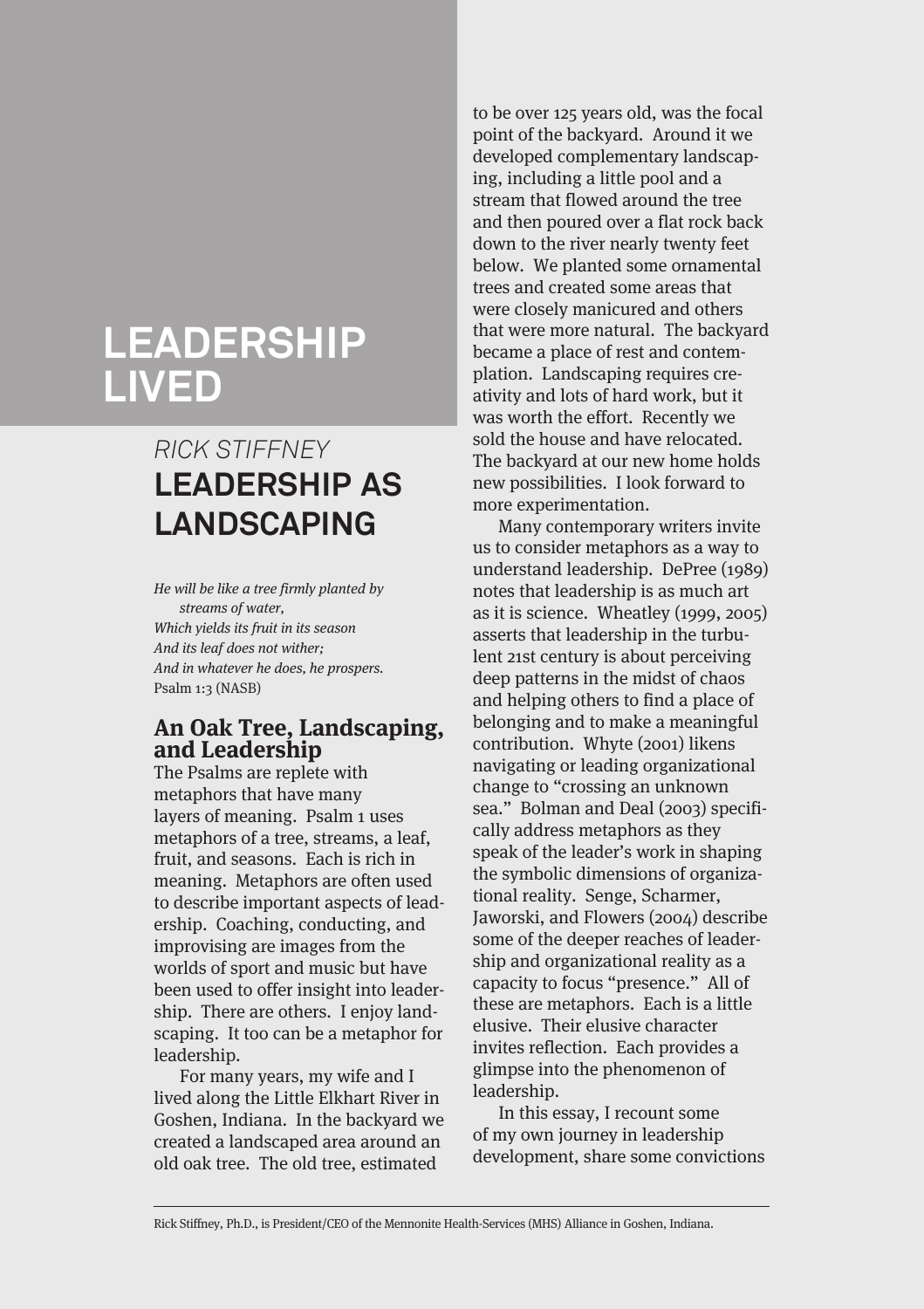# LEADERSHIP LIVED

*RICK STIFFNEY*

## LEADERSHIP AS LANDSCAPING

*He will be like a tree firmly planted by streams of water,*
*Which yields its fruit in its season*
*And its leaf does not wither;*
*And in whatever he does, he prospers.*
Psalm 1:3 (NASB)

### An Oak Tree, Landscaping, and Leadership

The Psalms are replete with metaphors that have many layers of meaning. Psalm 1 uses metaphors of a tree, streams, a leaf, fruit, and seasons. Each is rich in meaning. Metaphors are often used to describe important aspects of leadership. Coaching, conducting, and improvising are images from the worlds of sport and music but have been used to offer insight into leadership. There are others. I enjoy landscaping. It too can be a metaphor for leadership.

For many years, my wife and I lived along the Little Elkhart River in Goshen, Indiana. In the backyard we created a landscaped area around an old oak tree. The old tree, estimated to be over 125 years old, was the focal point of the backyard. Around it we developed complementary landscaping, including a little pool and a stream that flowed around the tree and then poured over a flat rock back down to the river nearly twenty feet below. We planted some ornamental trees and created some areas that were closely manicured and others that were more natural. The backyard became a place of rest and contemplation. Landscaping requires creativity and lots of hard work, but it was worth the effort. Recently we sold the house and have relocated. The backyard at our new home holds new possibilities. I look forward to more experimentation.

Many contemporary writers invite us to consider metaphors as a way to understand leadership. DePree (1989) notes that leadership is as much art as it is science. Wheatley (1999, 2005) asserts that leadership in the turbulent 21st century is about perceiving deep patterns in the midst of chaos and helping others to find a place of belonging and to make a meaningful contribution. Whyte (2001) likens navigating or leading organizational change to "crossing an unknown sea." Bolman and Deal (2003) specifically address metaphors as they speak of the leader's work in shaping the symbolic dimensions of organizational reality. Senge, Scharmer, Jaworski, and Flowers (2004) describe some of the deeper reaches of leadership and organizational reality as a capacity to focus "presence." All of these are metaphors. Each is a little elusive. Their elusive character invites reflection. Each provides a glimpse into the phenomenon of leadership.

In this essay, I recount some of my own journey in leadership development, share some convictions

Rick Stiffney, Ph.D., is President/CEO of the Mennonite Health-Services (MHS) Alliance in Goshen, Indiana.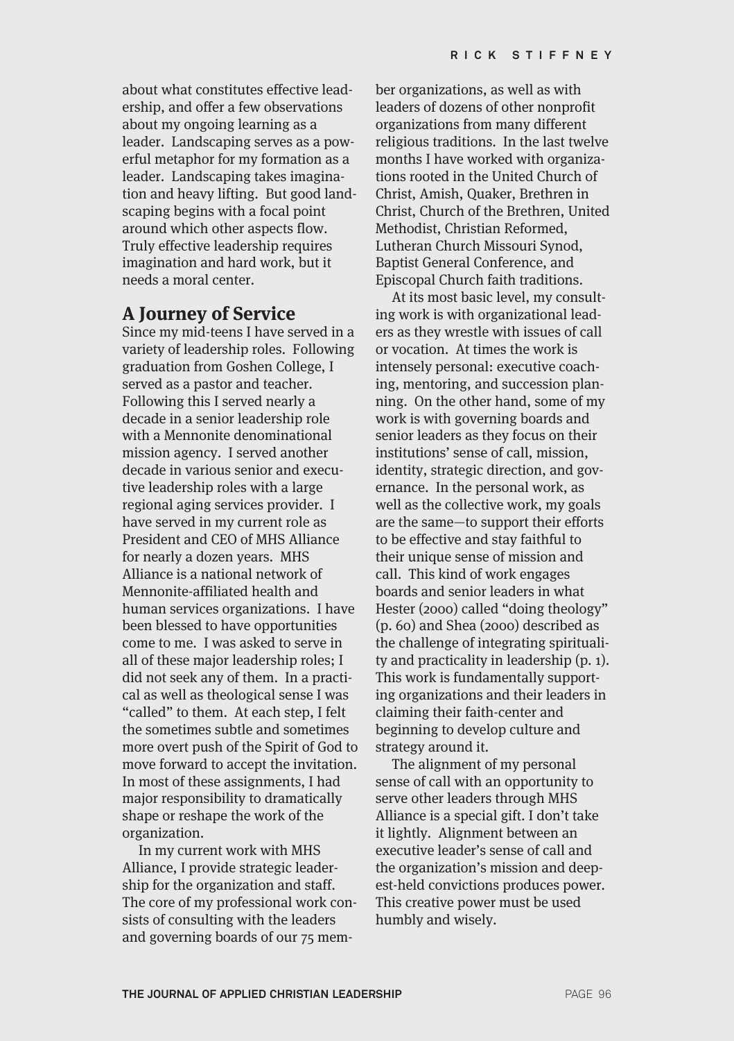about what constitutes effective leadership, and offer a few observations about my ongoing learning as a leader. Landscaping serves as a powerful metaphor for my formation as a leader. Landscaping takes imagination and heavy lifting. But good landscaping begins with a focal point around which other aspects flow. Truly effective leadership requires imagination and hard work, but it needs a moral center.

## A Journey of Service

Since my mid-teens I have served in a variety of leadership roles. Following graduation from Goshen College, I served as a pastor and teacher. Following this I served nearly a decade in a senior leadership role with a Mennonite denominational mission agency. I served another decade in various senior and executive leadership roles with a large regional aging services provider. I have served in my current role as President and CEO of MHS Alliance for nearly a dozen years. MHS Alliance is a national network of Mennonite-affiliated health and human services organizations. I have been blessed to have opportunities come to me. I was asked to serve in all of these major leadership roles; I did not seek any of them. In a practical as well as theological sense I was "called" to them. At each step, I felt the sometimes subtle and sometimes more overt push of the Spirit of God to move forward to accept the invitation. In most of these assignments, I had major responsibility to dramatically shape or reshape the work of the organization.

In my current work with MHS Alliance, I provide strategic leadership for the organization and staff. The core of my professional work consists of consulting with the leaders and governing boards of our 75 member organizations, as well as with leaders of dozens of other nonprofit organizations from many different religious traditions. In the last twelve months I have worked with organizations rooted in the United Church of Christ, Amish, Quaker, Brethren in Christ, Church of the Brethren, United Methodist, Christian Reformed, Lutheran Church Missouri Synod, Baptist General Conference, and Episcopal Church faith traditions.

At its most basic level, my consulting work is with organizational leaders as they wrestle with issues of call or vocation. At times the work is intensely personal: executive coaching, mentoring, and succession planning. On the other hand, some of my work is with governing boards and senior leaders as they focus on their institutions' sense of call, mission, identity, strategic direction, and governance. In the personal work, as well as the collective work, my goals are the same—to support their efforts to be effective and stay faithful to their unique sense of mission and call. This kind of work engages boards and senior leaders in what Hester (2000) called "doing theology" (p. 60) and Shea (2000) described as the challenge of integrating spirituality and practicality in leadership (p. 1). This work is fundamentally supporting organizations and their leaders in claiming their faith-center and beginning to develop culture and strategy around it.

The alignment of my personal sense of call with an opportunity to serve other leaders through MHS Alliance is a special gift. I don't take it lightly. Alignment between an executive leader's sense of call and the organization's mission and deepest-held convictions produces power. This creative power must be used humbly and wisely.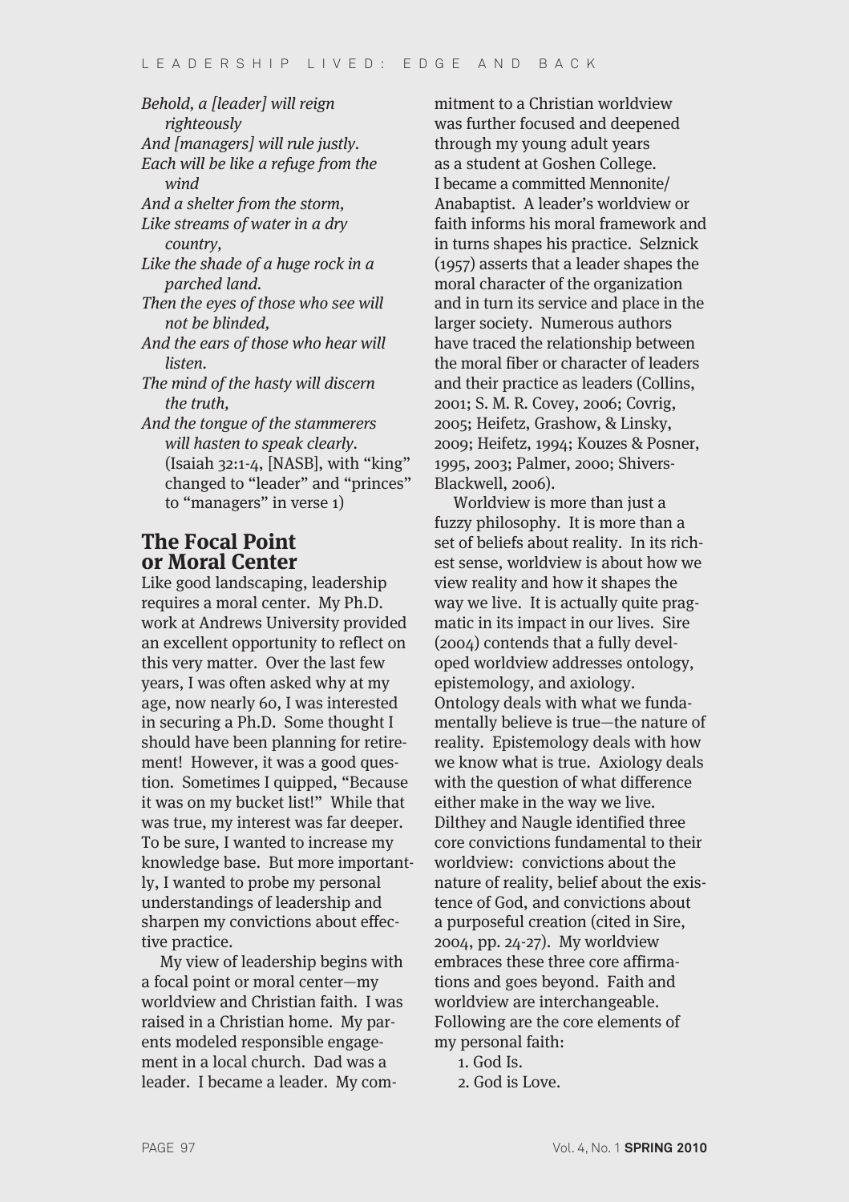*Behold, a [leader] will reign righteously*
*And [managers] will rule justly.*
*Each will be like a refuge from the wind*
*And a shelter from the storm,*
*Like streams of water in a dry country,*
*Like the shade of a huge rock in a parched land.*
*Then the eyes of those who see will not be blinded,*
*And the ears of those who hear will listen.*
*The mind of the hasty will discern the truth,*
*And the tongue of the stammerers will hasten to speak clearly.*
(Isaiah 32:1-4, [NASB], with "king" changed to "leader" and "princes" to "managers" in verse 1)

## The Focal Point or Moral Center

Like good landscaping, leadership requires a moral center. My Ph.D. work at Andrews University provided an excellent opportunity to reflect on this very matter. Over the last few years, I was often asked why at my age, now nearly 60, I was interested in securing a Ph.D. Some thought I should have been planning for retirement! However, it was a good question. Sometimes I quipped, "Because it was on my bucket list!" While that was true, my interest was far deeper. To be sure, I wanted to increase my knowledge base. But more importantly, I wanted to probe my personal understandings of leadership and sharpen my convictions about effective practice.

My view of leadership begins with a focal point or moral center—my worldview and Christian faith. I was raised in a Christian home. My parents modeled responsible engagement in a local church. Dad was a leader. I became a leader. My commitment to a Christian worldview was further focused and deepened through my young adult years as a student at Goshen College. I became a committed Mennonite/Anabaptist. A leader's worldview or faith informs his moral framework and in turns shapes his practice. Selznick (1957) asserts that a leader shapes the moral character of the organization and in turn its service and place in the larger society. Numerous authors have traced the relationship between the moral fiber or character of leaders and their practice as leaders (Collins, 2001; S. M. R. Covey, 2006; Covrig, 2005; Heifetz, Grashow, & Linsky, 2009; Heifetz, 1994; Kouzes & Posner, 1995, 2003; Palmer, 2000; Shivers-Blackwell, 2006).

Worldview is more than just a fuzzy philosophy. It is more than a set of beliefs about reality. In its richest sense, worldview is about how we view reality and how it shapes the way we live. It is actually quite pragmatic in its impact in our lives. Sire (2004) contends that a fully developed worldview addresses ontology, epistemology, and axiology. Ontology deals with what we fundamentally believe is true—the nature of reality. Epistemology deals with how we know what is true. Axiology deals with the question of what difference either make in the way we live. Dilthey and Naugle identified three core convictions fundamental to their worldview: convictions about the nature of reality, belief about the existence of God, and convictions about a purposeful creation (cited in Sire, 2004, pp. 24-27). My worldview embraces these three core affirmations and goes beyond. Faith and worldview are interchangeable. Following are the core elements of my personal faith:

1. God Is.
2. God is Love.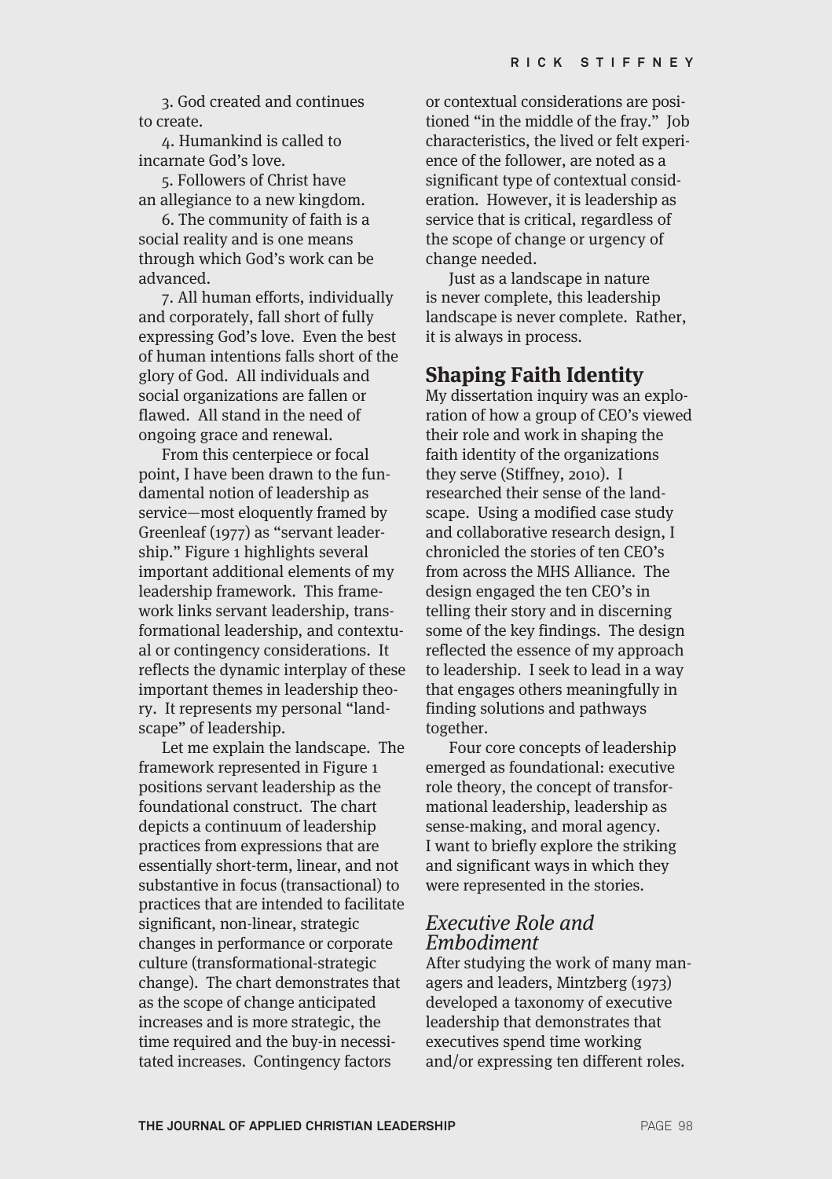3. God created and continues to create.

4. Humankind is called to incarnate God's love.

5. Followers of Christ have an allegiance to a new kingdom.

6. The community of faith is a social reality and is one means through which God's work can be advanced.

7. All human efforts, individually and corporately, fall short of fully expressing God's love. Even the best of human intentions falls short of the glory of God. All individuals and social organizations are fallen or flawed. All stand in the need of ongoing grace and renewal.

From this centerpiece or focal point, I have been drawn to the fundamental notion of leadership as service—most eloquently framed by Greenleaf (1977) as "servant leadership." Figure 1 highlights several important additional elements of my leadership framework. This framework links servant leadership, transformational leadership, and contextual or contingency considerations. It reflects the dynamic interplay of these important themes in leadership theory. It represents my personal "landscape" of leadership.

Let me explain the landscape. The framework represented in Figure 1 positions servant leadership as the foundational construct. The chart depicts a continuum of leadership practices from expressions that are essentially short-term, linear, and not substantive in focus (transactional) to practices that are intended to facilitate significant, non-linear, strategic changes in performance or corporate culture (transformational-strategic change). The chart demonstrates that as the scope of change anticipated increases and is more strategic, the time required and the buy-in necessitated increases. Contingency factors or contextual considerations are positioned "in the middle of the fray." Job characteristics, the lived or felt experience of the follower, are noted as a significant type of contextual consideration. However, it is leadership as service that is critical, regardless of the scope of change or urgency of change needed.

Just as a landscape in nature is never complete, this leadership landscape is never complete. Rather, it is always in process.

## Shaping Faith Identity

My dissertation inquiry was an exploration of how a group of CEO's viewed their role and work in shaping the faith identity of the organizations they serve (Stiffney, 2010). I researched their sense of the landscape. Using a modified case study and collaborative research design, I chronicled the stories of ten CEO's from across the MHS Alliance. The design engaged the ten CEO's in telling their story and in discerning some of the key findings. The design reflected the essence of my approach to leadership. I seek to lead in a way that engages others meaningfully in finding solutions and pathways together.

Four core concepts of leadership emerged as foundational: executive role theory, the concept of transformational leadership, leadership as sense-making, and moral agency. I want to briefly explore the striking and significant ways in which they were represented in the stories.

### *Executive Role and Embodiment*

After studying the work of many managers and leaders, Mintzberg (1973) developed a taxonomy of executive leadership that demonstrates that executives spend time working and/or expressing ten different roles.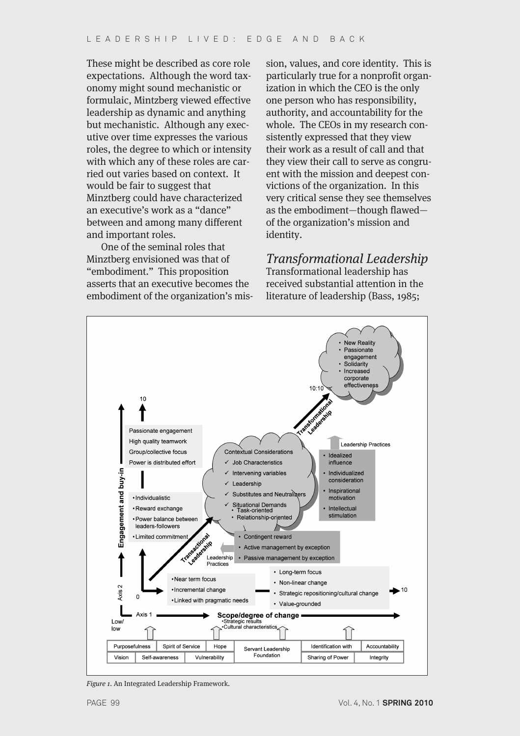These might be described as core role expectations. Although the word taxonomy might sound mechanistic or formulaic, Mintzberg viewed effective leadership as dynamic and anything but mechanistic. Although any executive over time expresses the various roles, the degree to which or intensity with which any of these roles are carried out varies based on context. It would be fair to suggest that Minztberg could have characterized an executive's work as a "dance" between and among many different and important roles.

One of the seminal roles that Minztberg envisioned was that of "embodiment." This proposition asserts that an executive becomes the embodiment of the organization's mission, values, and core identity. This is particularly true for a nonprofit organization in which the CEO is the only one person who has responsibility, authority, and accountability for the whole. The CEOs in my research consistently expressed that they view their work as a result of call and that they view their call to serve as congruent with the mission and deepest convictions of the organization. In this very critical sense they see themselves as the embodiment—though flawed—of the organization's mission and identity.

## *Transformational Leadership*

Transformational leadership has received substantial attention in the literature of leadership (Bass, 1985;

*Figure 1.* An Integrated Leadership Framework.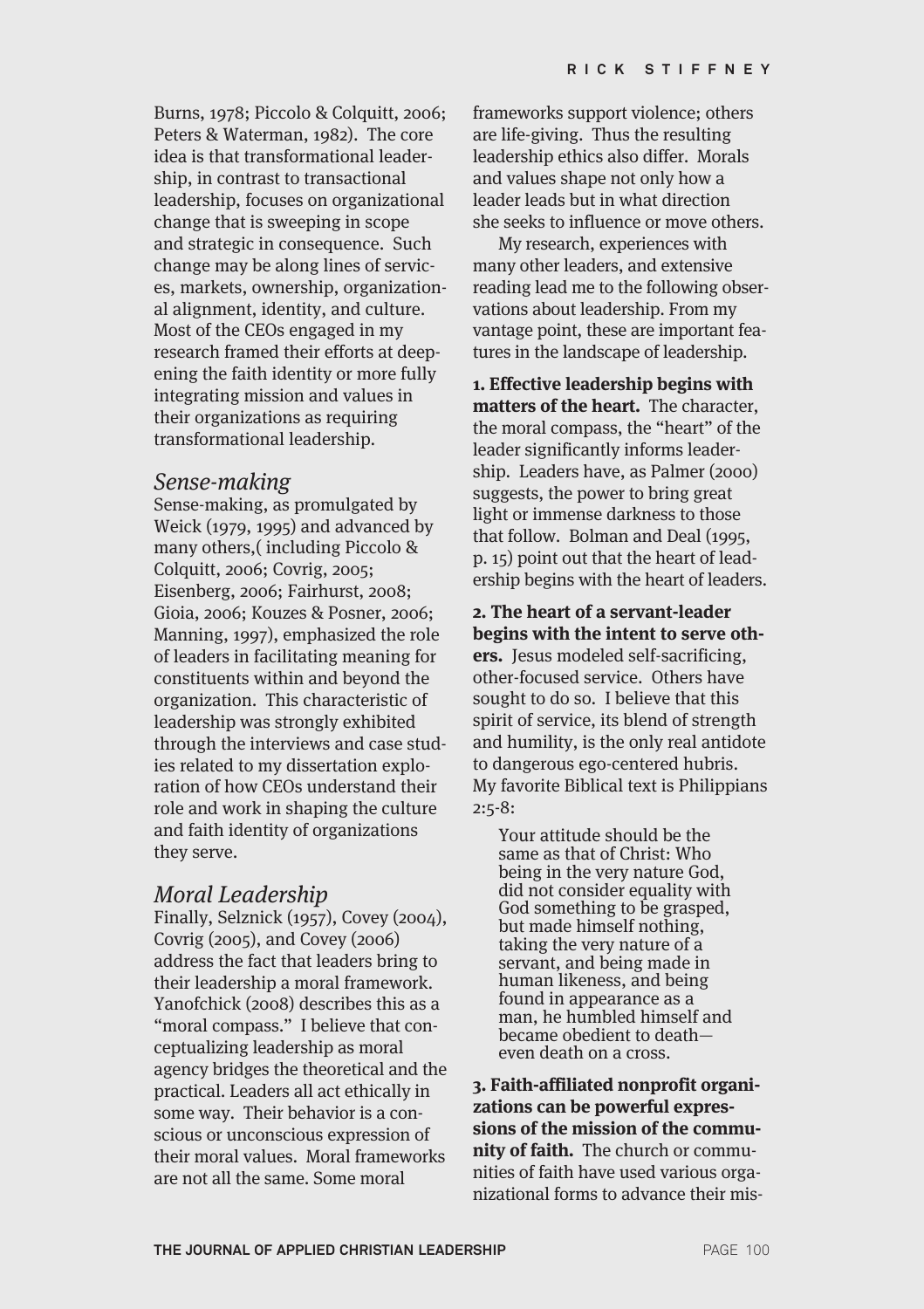Burns, 1978; Piccolo & Colquitt, 2006; Peters & Waterman, 1982). The core idea is that transformational leadership, in contrast to transactional leadership, focuses on organizational change that is sweeping in scope and strategic in consequence. Such change may be along lines of services, markets, ownership, organizational alignment, identity, and culture. Most of the CEOs engaged in my research framed their efforts at deepening the faith identity or more fully integrating mission and values in their organizations as requiring transformational leadership.

## *Sense-making*

Sense-making, as promulgated by Weick (1979, 1995) and advanced by many others,( including Piccolo & Colquitt, 2006; Covrig, 2005; Eisenberg, 2006; Fairhurst, 2008; Gioia, 2006; Kouzes & Posner, 2006; Manning, 1997), emphasized the role of leaders in facilitating meaning for constituents within and beyond the organization. This characteristic of leadership was strongly exhibited through the interviews and case studies related to my dissertation exploration of how CEOs understand their role and work in shaping the culture and faith identity of organizations they serve.

## *Moral Leadership*

Finally, Selznick (1957), Covey (2004), Covrig (2005), and Covey (2006) address the fact that leaders bring to their leadership a moral framework. Yanofchick (2008) describes this as a "moral compass." I believe that conceptualizing leadership as moral agency bridges the theoretical and the practical. Leaders all act ethically in some way. Their behavior is a conscious or unconscious expression of their moral values. Moral frameworks are not all the same. Some moral frameworks support violence; others are life-giving. Thus the resulting leadership ethics also differ. Morals and values shape not only how a leader leads but in what direction she seeks to influence or move others.

My research, experiences with many other leaders, and extensive reading lead me to the following observations about leadership. From my vantage point, these are important features in the landscape of leadership.

**1. Effective leadership begins with matters of the heart.** The character, the moral compass, the "heart" of the leader significantly informs leadership. Leaders have, as Palmer (2000) suggests, the power to bring great light or immense darkness to those that follow. Bolman and Deal (1995, p. 15) point out that the heart of leadership begins with the heart of leaders.

**2. The heart of a servant-leader begins with the intent to serve others.** Jesus modeled self-sacrificing, other-focused service. Others have sought to do so. I believe that this spirit of service, its blend of strength and humility, is the only real antidote to dangerous ego-centered hubris. My favorite Biblical text is Philippians 2:5-8:

> Your attitude should be the same as that of Christ: Who being in the very nature God, did not consider equality with God something to be grasped, but made himself nothing, taking the very nature of a servant, and being made in human likeness, and being found in appearance as a man, he humbled himself and became obedient to death—even death on a cross.

**3. Faith-affiliated nonprofit organizations can be powerful expressions of the mission of the community of faith.** The church or communities of faith have used various organizational forms to advance their mis-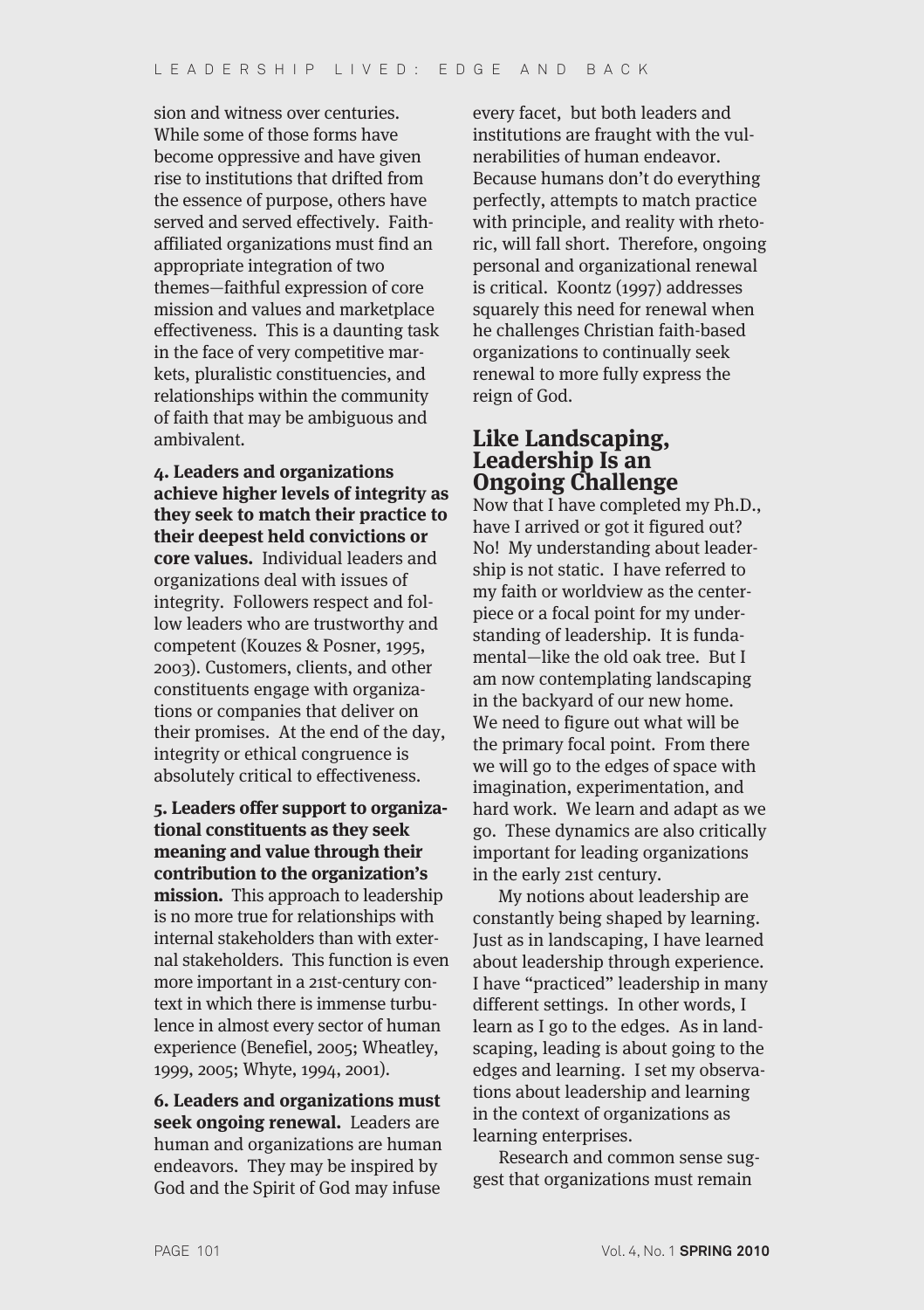sion and witness over centuries. While some of those forms have become oppressive and have given rise to institutions that drifted from the essence of purpose, others have served and served effectively. Faith-affiliated organizations must find an appropriate integration of two themes—faithful expression of core mission and values and marketplace effectiveness. This is a daunting task in the face of very competitive markets, pluralistic constituencies, and relationships within the community of faith that may be ambiguous and ambivalent.

**4. Leaders and organizations achieve higher levels of integrity as they seek to match their practice to their deepest held convictions or core values.** Individual leaders and organizations deal with issues of integrity. Followers respect and follow leaders who are trustworthy and competent (Kouzes & Posner, 1995, 2003). Customers, clients, and other constituents engage with organizations or companies that deliver on their promises. At the end of the day, integrity or ethical congruence is absolutely critical to effectiveness.

**5. Leaders offer support to organizational constituents as they seek meaning and value through their contribution to the organization's mission.** This approach to leadership is no more true for relationships with internal stakeholders than with external stakeholders. This function is even more important in a 21st-century context in which there is immense turbulence in almost every sector of human experience (Benefiel, 2005; Wheatley, 1999, 2005; Whyte, 1994, 2001).

**6. Leaders and organizations must seek ongoing renewal.** Leaders are human and organizations are human endeavors. They may be inspired by God and the Spirit of God may infuse every facet, but both leaders and institutions are fraught with the vulnerabilities of human endeavor. Because humans don't do everything perfectly, attempts to match practice with principle, and reality with rhetoric, will fall short. Therefore, ongoing personal and organizational renewal is critical. Koontz (1997) addresses squarely this need for renewal when he challenges Christian faith-based organizations to continually seek renewal to more fully express the reign of God.

## Like Landscaping, Leadership Is an Ongoing Challenge

Now that I have completed my Ph.D., have I arrived or got it figured out? No! My understanding about leadership is not static. I have referred to my faith or worldview as the centerpiece or a focal point for my understanding of leadership. It is fundamental—like the old oak tree. But I am now contemplating landscaping in the backyard of our new home. We need to figure out what will be the primary focal point. From there we will go to the edges of space with imagination, experimentation, and hard work. We learn and adapt as we go. These dynamics are also critically important for leading organizations in the early 21st century.

My notions about leadership are constantly being shaped by learning. Just as in landscaping, I have learned about leadership through experience. I have "practiced" leadership in many different settings. In other words, I learn as I go to the edges. As in landscaping, leading is about going to the edges and learning. I set my observations about leadership and learning in the context of organizations as learning enterprises.

Research and common sense suggest that organizations must remain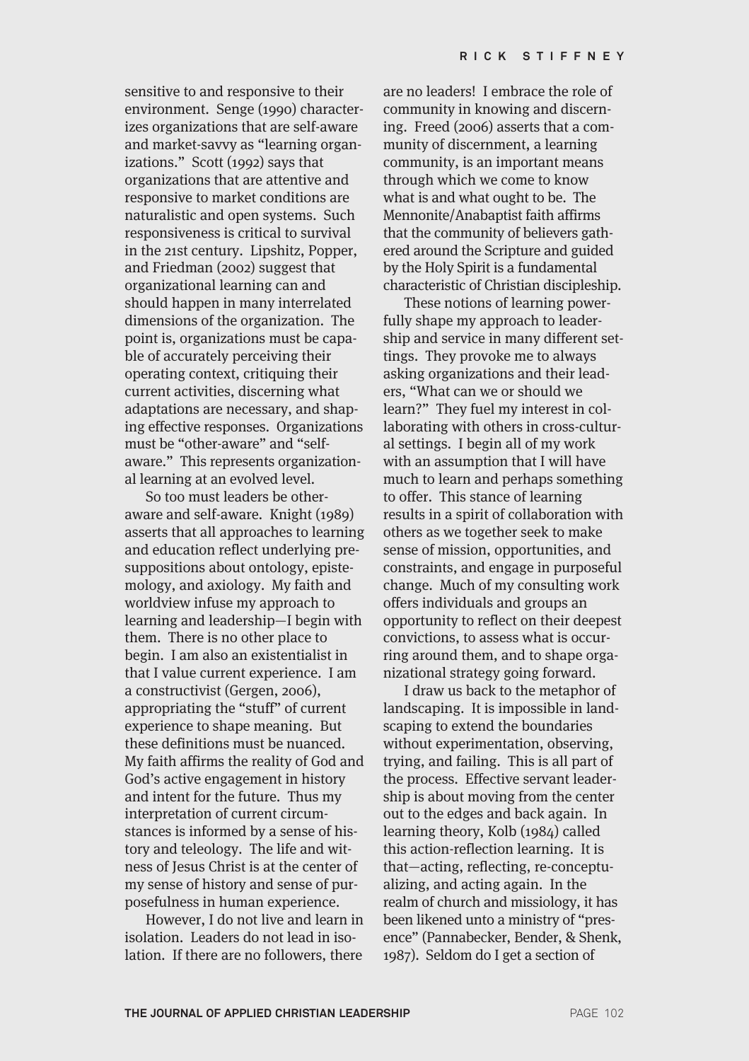sensitive to and responsive to their environment. Senge (1990) characterizes organizations that are self-aware and market-savvy as "learning organizations." Scott (1992) says that organizations that are attentive and responsive to market conditions are naturalistic and open systems. Such responsiveness is critical to survival in the 21st century. Lipshitz, Popper, and Friedman (2002) suggest that organizational learning can and should happen in many interrelated dimensions of the organization. The point is, organizations must be capable of accurately perceiving their operating context, critiquing their current activities, discerning what adaptations are necessary, and shaping effective responses. Organizations must be "other-aware" and "self-aware." This represents organizational learning at an evolved level.

So too must leaders be other-aware and self-aware. Knight (1989) asserts that all approaches to learning and education reflect underlying presuppositions about ontology, epistemology, and axiology. My faith and worldview infuse my approach to learning and leadership—I begin with them. There is no other place to begin. I am also an existentialist in that I value current experience. I am a constructivist (Gergen, 2006), appropriating the "stuff" of current experience to shape meaning. But these definitions must be nuanced. My faith affirms the reality of God and God's active engagement in history and intent for the future. Thus my interpretation of current circumstances is informed by a sense of history and teleology. The life and witness of Jesus Christ is at the center of my sense of history and sense of purposefulness in human experience.

However, I do not live and learn in isolation. Leaders do not lead in isolation. If there are no followers, there are no leaders! I embrace the role of community in knowing and discerning. Freed (2006) asserts that a community of discernment, a learning community, is an important means through which we come to know what is and what ought to be. The Mennonite/Anabaptist faith affirms that the community of believers gathered around the Scripture and guided by the Holy Spirit is a fundamental characteristic of Christian discipleship.

These notions of learning powerfully shape my approach to leadership and service in many different settings. They provoke me to always asking organizations and their leaders, "What can we or should we learn?" They fuel my interest in collaborating with others in cross-cultural settings. I begin all of my work with an assumption that I will have much to learn and perhaps something to offer. This stance of learning results in a spirit of collaboration with others as we together seek to make sense of mission, opportunities, and constraints, and engage in purposeful change. Much of my consulting work offers individuals and groups an opportunity to reflect on their deepest convictions, to assess what is occurring around them, and to shape organizational strategy going forward.

I draw us back to the metaphor of landscaping. It is impossible in landscaping to extend the boundaries without experimentation, observing, trying, and failing. This is all part of the process. Effective servant leadership is about moving from the center out to the edges and back again. In learning theory, Kolb (1984) called this action-reflection learning. It is that—acting, reflecting, re-conceptualizing, and acting again. In the realm of church and missiology, it has been likened unto a ministry of "presence" (Pannabecker, Bender, & Shenk, 1987). Seldom do I get a section of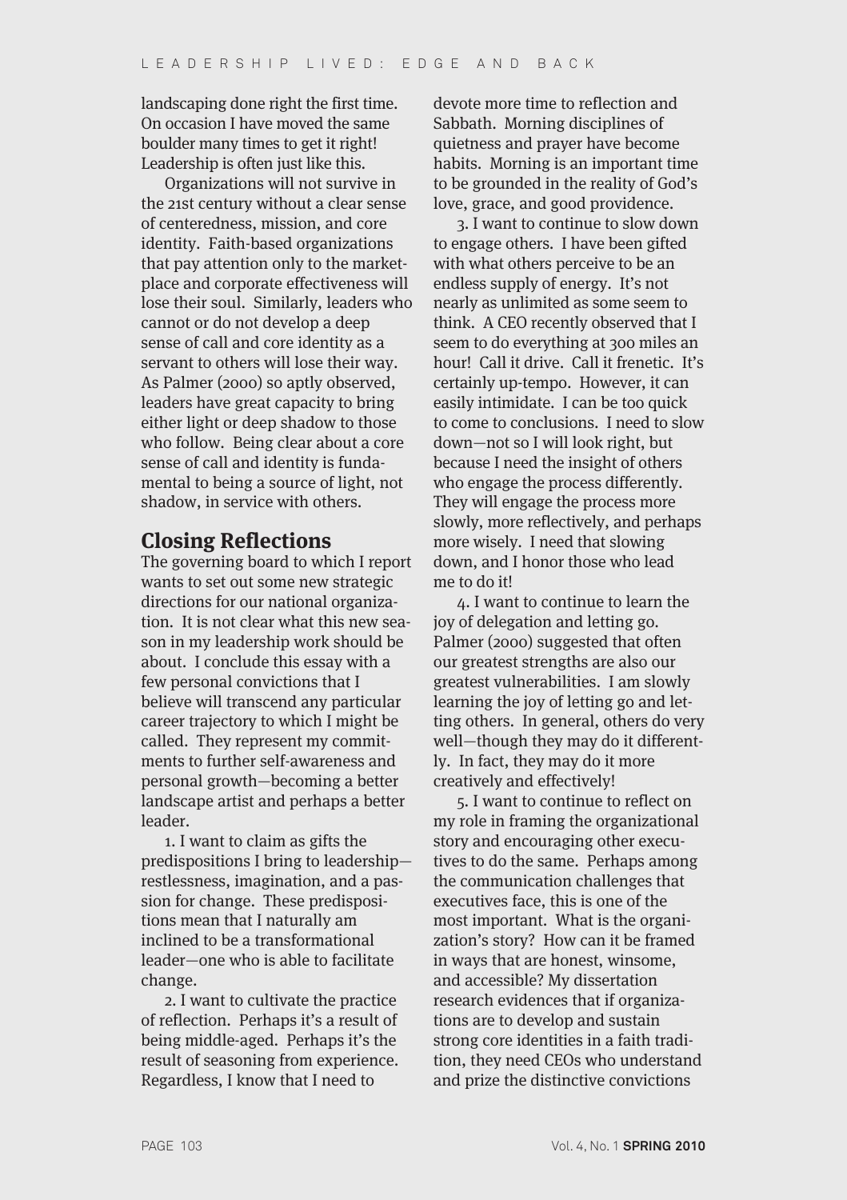landscaping done right the first time. On occasion I have moved the same boulder many times to get it right! Leadership is often just like this.

Organizations will not survive in the 21st century without a clear sense of centeredness, mission, and core identity. Faith-based organizations that pay attention only to the marketplace and corporate effectiveness will lose their soul. Similarly, leaders who cannot or do not develop a deep sense of call and core identity as a servant to others will lose their way. As Palmer (2000) so aptly observed, leaders have great capacity to bring either light or deep shadow to those who follow. Being clear about a core sense of call and identity is fundamental to being a source of light, not shadow, in service with others.

## Closing Reflections

The governing board to which I report wants to set out some new strategic directions for our national organization. It is not clear what this new season in my leadership work should be about. I conclude this essay with a few personal convictions that I believe will transcend any particular career trajectory to which I might be called. They represent my commitments to further self-awareness and personal growth—becoming a better landscape artist and perhaps a better leader.

1. I want to claim as gifts the predispositions I bring to leadership—restlessness, imagination, and a passion for change. These predispositions mean that I naturally am inclined to be a transformational leader—one who is able to facilitate change.

2. I want to cultivate the practice of reflection. Perhaps it's a result of being middle-aged. Perhaps it's the result of seasoning from experience. Regardless, I know that I need to devote more time to reflection and Sabbath. Morning disciplines of quietness and prayer have become habits. Morning is an important time to be grounded in the reality of God's love, grace, and good providence.

3. I want to continue to slow down to engage others. I have been gifted with what others perceive to be an endless supply of energy. It's not nearly as unlimited as some seem to think. A CEO recently observed that I seem to do everything at 300 miles an hour! Call it drive. Call it frenetic. It's certainly up-tempo. However, it can easily intimidate. I can be too quick to come to conclusions. I need to slow down—not so I will look right, but because I need the insight of others who engage the process differently. They will engage the process more slowly, more reflectively, and perhaps more wisely. I need that slowing down, and I honor those who lead me to do it!

4. I want to continue to learn the joy of delegation and letting go. Palmer (2000) suggested that often our greatest strengths are also our greatest vulnerabilities. I am slowly learning the joy of letting go and letting others. In general, others do very well—though they may do it differently. In fact, they may do it more creatively and effectively!

5. I want to continue to reflect on my role in framing the organizational story and encouraging other executives to do the same. Perhaps among the communication challenges that executives face, this is one of the most important. What is the organization's story? How can it be framed in ways that are honest, winsome, and accessible? My dissertation research evidences that if organizations are to develop and sustain strong core identities in a faith tradition, they need CEOs who understand and prize the distinctive convictions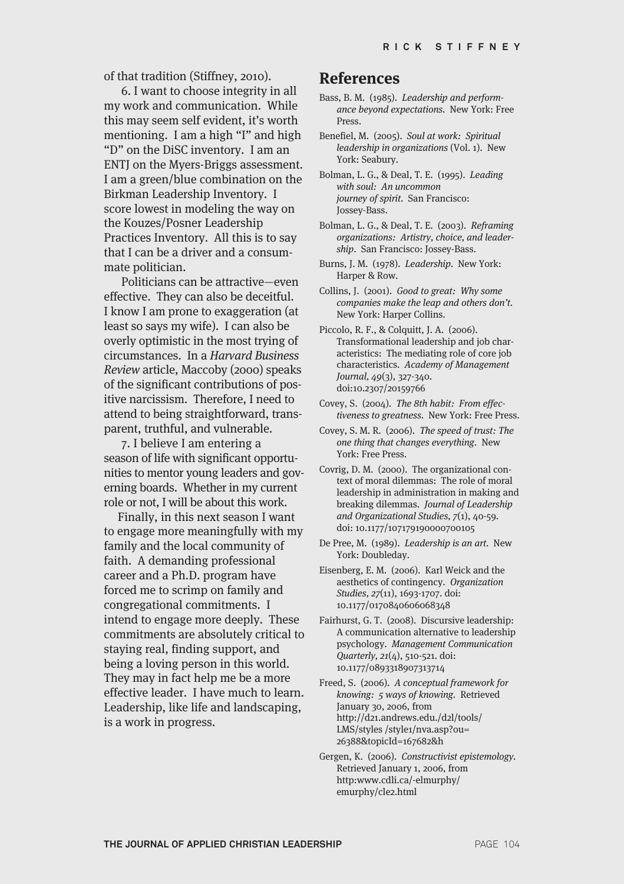of that tradition (Stiffney, 2010).

6. I want to choose integrity in all my work and communication. While this may seem self evident, it's worth mentioning. I am a high "I" and high "D" on the DiSC inventory. I am an ENTJ on the Myers-Briggs assessment. I am a green/blue combination on the Birkman Leadership Inventory. I score lowest in modeling the way on the Kouzes/Posner Leadership Practices Inventory. All this is to say that I can be a driver and a consummate politician.

Politicians can be attractive—even effective. They can also be deceitful. I know I am prone to exaggeration (at least so says my wife). I can also be overly optimistic in the most trying of circumstances. In a *Harvard Business Review* article, Maccoby (2000) speaks of the significant contributions of positive narcissism. Therefore, I need to attend to being straightforward, transparent, truthful, and vulnerable.

7. I believe I am entering a season of life with significant opportunities to mentor young leaders and governing boards. Whether in my current role or not, I will be about this work.

Finally, in this next season I want to engage more meaningfully with my family and the local community of faith. A demanding professional career and a Ph.D. program have forced me to scrimp on family and congregational commitments. I intend to engage more deeply. These commitments are absolutely critical to staying real, finding support, and being a loving person in this world. They may in fact help me be a more effective leader. I have much to learn. Leadership, like life and landscaping, is a work in progress.

## References

Bass, B. M. (1985). *Leadership and performance beyond expectations*. New York: Free Press.

Benefiel, M. (2005). *Soul at work: Spiritual leadership in organizations* (Vol. 1). New York: Seabury.

Bolman, L. G., & Deal, T. E. (1995). *Leading with soul: An uncommon journey of spirit*. San Francisco: Jossey-Bass.

Bolman, L. G., & Deal, T. E. (2003). *Reframing organizations: Artistry, choice, and leadership*. San Francisco: Jossey-Bass.

Burns, J. M. (1978). *Leadership*. New York: Harper & Row.

Collins, J. (2001). *Good to great: Why some companies make the leap and others don't*. New York: Harper Collins.

Piccolo, R. F., & Colquitt, J. A. (2006). Transformational leadership and job characteristics: The mediating role of core job characteristics. *Academy of Management Journal*, *49*(3), 327-340. doi:10.2307/20159766

Covey, S. (2004). *The 8th habit: From effectiveness to greatness*. New York: Free Press.

Covey, S. M. R. (2006). *The speed of trust: The one thing that changes everything*. New York: Free Press.

Covrig, D. M. (2000). The organizational context of moral dilemmas: The role of moral leadership in administration in making and breaking dilemmas. *Journal of Leadership and Organizational Studies, 7*(1), 40-59. doi: 10.1177/107179190000700105

De Pree, M. (1989). *Leadership is an art*. New York: Doubleday.

Eisenberg, E. M. (2006). Karl Weick and the aesthetics of contingency. *Organization Studies*, *27*(11), 1693-1707. doi: 10.1177/0170840606068348

Fairhurst, G. T. (2008). Discursive leadership: A communication alternative to leadership psychology. *Management Communication Quarterly*, *21*(4), 510-521. doi: 10.1177/0893318907313714

Freed, S. (2006). *A conceptual framework for knowing: 5 ways of knowing*. Retrieved January 30, 2006, from http://d21.andrews.edu./d2l/tools/LMS/styles /style1/nva.asp?ou=26388&topicId=167682&h

Gergen, K. (2006). *Constructivist epistemology*. Retrieved January 1, 2006, from http:www.cdli.ca/-elmurphy/emurphy/cle2.html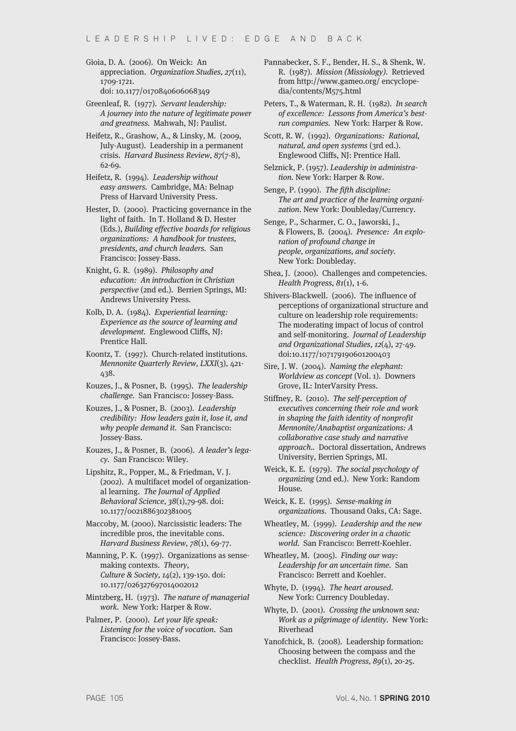Gioia, D. A. (2006). On Weick: An appreciation. *Organization Studies, 27*(11), 1709-1721. doi: 10.1177/0170840606068349

Greenleaf, R. (1977). *Servant leadership: A journey into the nature of legitimate power and greatness.* Mahwah, NJ: Paulist.

Heifetz, R., Grashow, A., & Linsky, M. (2009, July-August). Leadership in a permanent crisis. *Harvard Business Review, 87*(7-8), 62-69.

Heifetz, R. (1994). *Leadership without easy answers.* Cambridge, MA: Belnap Press of Harvard University Press.

Hester, D. (2000). Practicing governance in the light of faith. In T. Holland & D. Hester (Eds.), *Building effective boards for religious organizations: A handbook for trustees, presidents, and church leaders.* San Francisco: Jossey-Bass.

Knight, G. R. (1989). *Philosophy and education: An introduction in Christian perspective* (2nd ed.). Berrien Springs, MI: Andrews University Press.

Kolb, D. A. (1984). *Experiential learning: Experience as the source of learning and development.* Englewood Cliffs, NJ: Prentice Hall.

Koontz, T. (1997). Church-related institutions. *Mennonite Quarterly Review, LXXI*(3), 421-438.

Kouzes, J., & Posner, B. (1995). *The leadership challenge.* San Francisco: Jossey-Bass.

Kouzes, J., & Posner, B. (2003). *Leadership credibility: How leaders gain it, lose it, and why people demand it.* San Francisco: Jossey-Bass.

Kouzes, J., & Posner, B. (2006). *A leader's legacy.* San Francisco: Wiley.

Lipshitz, R., Popper, M., & Friedman, V. J. (2002). A multifacet model of organizational learning. *The Journal of Applied Behavioral Science, 38*(1),79-98. doi: 10.1177/0021886302381005

Maccoby, M. (2000). Narcissistic leaders: The incredible pros, the inevitable cons. *Harvard Business Review, 78*(1), 69-77.

Manning, P. K. (1997). Organizations as sense-making contexts. *Theory, Culture & Society, 14*(2), 139-150. doi: 10.1177/026327697014002012

Mintzberg, H. (1973). *The nature of managerial work.* New York: Harper & Row.

Palmer, P. (2000). *Let your life speak: Listening for the voice of vocation.* San Francisco: Jossey-Bass.

Pannabecker, S. F., Bender, H. S., & Shenk, W. R. (1987). *Mission (Missiology).* Retrieved from http://www.gameo.org/ encyclopedia/contents/M575.html

Peters, T., & Waterman, R. H. (1982). *In search of excellence: Lessons from America's best-run companies.* New York: Harper & Row.

Scott, R. W. (1992). *Organizations: Rational, natural, and open systems* (3rd ed.). Englewood Cliffs, NJ: Prentice Hall.

Selznick, P. (1957). *Leadership in administration.* New York: Harper & Row.

Senge, P. (1990). *The fifth discipline: The art and practice of the learning organization.* New York: Doubleday/Currency.

Senge, P., Scharmer, C. O., Jaworski, J., & Flowers, B. (2004). *Presence: An exploration of profound change in people, organizations, and society.* New York: Doubleday.

Shea, J. (2000). Challenges and competencies. *Health Progress, 81*(1), 1-6.

Shivers-Blackwell. (2006). The influence of perceptions of organizational structure and culture on leadership role requirements: The moderating impact of locus of control and self-monitoring. *Journal of Leadership and Organizational Studies, 12*(4), 27-49. doi:10.1177/107179190601200403

Sire, J. W. (2004). *Naming the elephant: Worldview as concept* (Vol. 1). Downers Grove, IL: InterVarsity Press.

Stiffney, R. (2010). *The self-perception of executives concerning their role and work in shaping the faith identity of nonprofit Mennonite/Anabaptist organizations: A collaborative case study and narrative approach..* Doctoral dissertation, Andrews University, Berrien Springs, MI.

Weick, K. E. (1979). *The social psychology of organizing* (2nd ed.). New York: Random House.

Weick, K. E. (1995). *Sense-making in organizations.* Thousand Oaks, CA: Sage.

Wheatley, M. (1999). *Leadership and the new science: Discovering order in a chaotic world.* San Francisco: Berrett-Koehler.

Wheatley, M. (2005). *Finding our way: Leadership for an uncertain time.* San Francisco: Berrett and Koehler.

Whyte, D. (1994). *The heart aroused.* New York: Currency Doubleday.

Whyte, D. (2001). *Crossing the unknown sea: Work as a pilgrimage of identity.* New York: Riverhead

Yanofchick, B. (2008). Leadership formation: Choosing between the compass and the checklist. *Health Progress, 89*(1), 20-25.